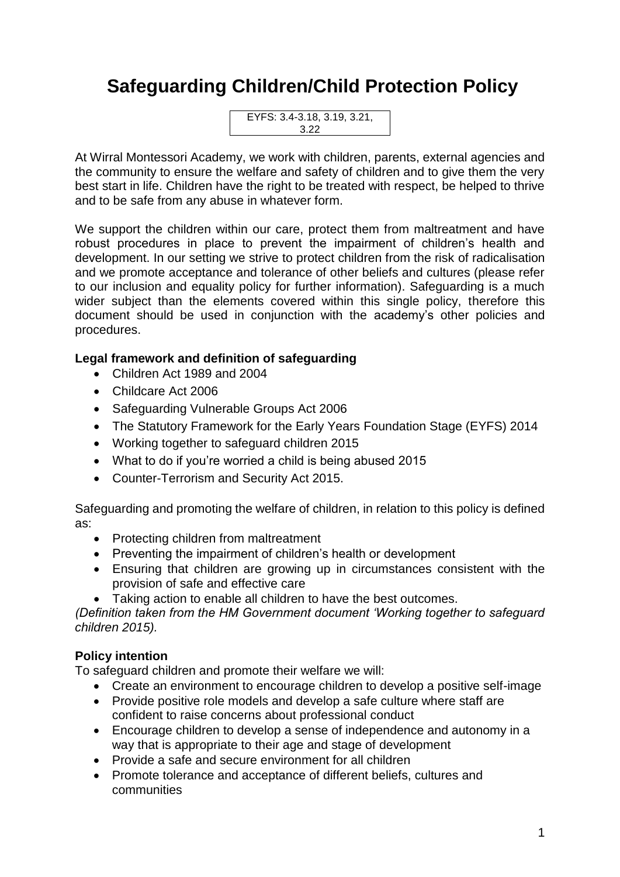# Safeguarding Children/Child Protection Policy

EYFS: 3.4-3.18, 3.19, 3.21, 3.22

At Wirral Montessori Academy, we work with children, parents, external agencies and the community to ensure the welfare and safety of children and to give them the very best start in life. Children have the right to be treated with respect, be helped to thrive and to be safe from any abuse in whatever form.

We support the children within our care, protect them from maltreatment and have robust procedures in place to prevent the impairment of children's health and development. In our setting we strive to protect children from the risk of radicalisation and we promote acceptance and tolerance of other beliefs and cultures (please refer to our inclusion and equality policy for further information). Safeguarding is a much wider subject than the elements covered within this single policy, therefore this document should be used in conjunction with the academy's other policies and procedures.

**Legal framework and definition of safeguarding**

- Children Act 1989 and 2004
- Childcare Act 2006
- Safeguarding Vulnerable Groups Act 2006
- The Statutory Framework for the Early Years Foundation Stage (EYFS) 2014
- Working together to safeguard children 2015
- What to do if you're worried a child is being abused 2015
- Counter-Terrorism and Security Act 2015.

Safeguarding and promoting the welfare of children, in relation to this policy is defined as:

- Protecting children from maltreatment
- Preventing the impairment of children's health or development
- Ensuring that children are growing up in circumstances consistent with the provision of safe and effective care
- Taking action to enable all children to have the best outcomes.

*(Definition taken from the HM Government document 'Working together to safeguard children 2015).*

**Policy intention**

To safeguard children and promote their welfare we will:

- Create an environment to encourage children to develop a positive self-image
- Provide positive role models and develop a safe culture where staff are confident to raise concerns about professional conduct
- Encourage children to develop a sense of independence and autonomy in a way that is appropriate to their age and stage of development
- Provide a safe and secure environment for all children
- Promote tolerance and acceptance of different beliefs, cultures and communities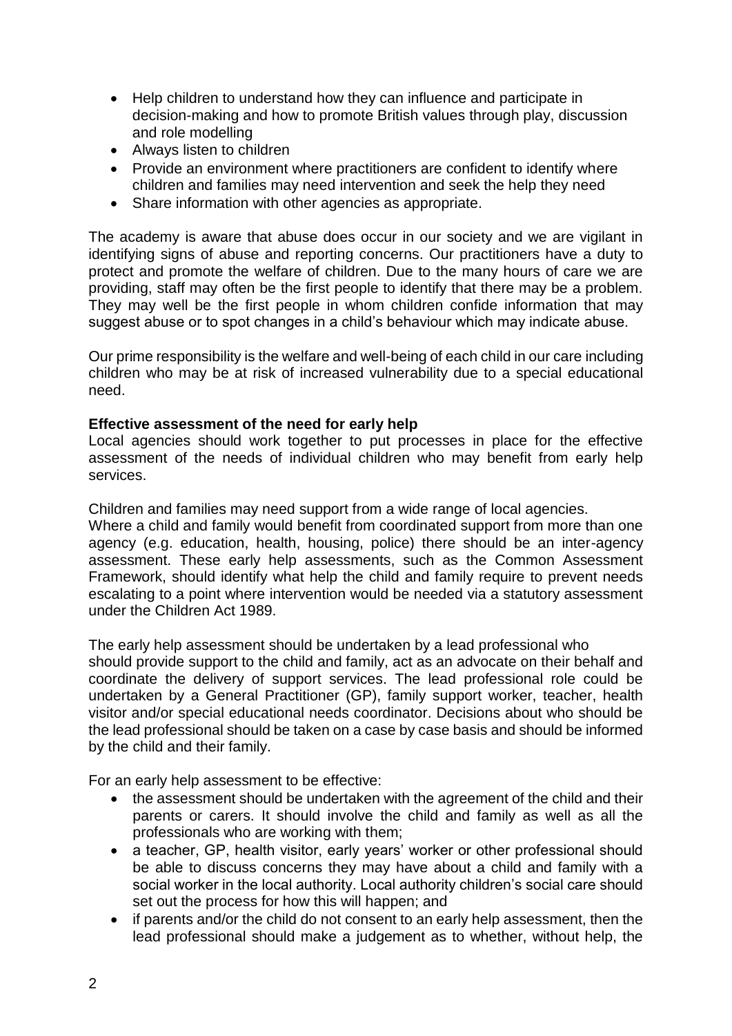- Help children to understand how they can influence and participate in decision-making and how to promote British values through play, discussion and role modelling
- Always listen to children
- Provide an environment where practitioners are confident to identify where children and families may need intervention and seek the help they need
- Share information with other agencies as appropriate.

The academy is aware that abuse does occur in our society and we are vigilant in identifying signs of abuse and reporting concerns. Our practitioners have a duty to protect and promote the welfare of children. Due to the many hours of care we are providing, staff may often be the first people to identify that there may be a problem. They may well be the first people in whom children confide information that may suggest abuse or to spot changes in a child's behaviour which may indicate abuse.

Our prime responsibility is the welfare and well-being of each child in our care including children who may be at risk of increased vulnerability due to a special educational need.

**Effective assessment of the need for early help**

Local agencies should work together to put processes in place for the effective assessment of the needs of individual children who may benefit from early help services.

Children and families may need support from a wide range of local agencies.
Where a child and family would benefit from coordinated support from more than one agency (e.g. education, health, housing, police) there should be an inter-agency assessment. These early help assessments, such as the Common Assessment Framework, should identify what help the child and family require to prevent needs escalating to a point where intervention would be needed via a statutory assessment under the Children Act 1989.

The early help assessment should be undertaken by a lead professional who should provide support to the child and family, act as an advocate on their behalf and coordinate the delivery of support services. The lead professional role could be undertaken by a General Practitioner (GP), family support worker, teacher, health visitor and/or special educational needs coordinator. Decisions about who should be the lead professional should be taken on a case by case basis and should be informed by the child and their family.

For an early help assessment to be effective:

- the assessment should be undertaken with the agreement of the child and their parents or carers. It should involve the child and family as well as all the professionals who are working with them;
- a teacher, GP, health visitor, early years' worker or other professional should be able to discuss concerns they may have about a child and family with a social worker in the local authority. Local authority children's social care should set out the process for how this will happen; and
- if parents and/or the child do not consent to an early help assessment, then the lead professional should make a judgement as to whether, without help, the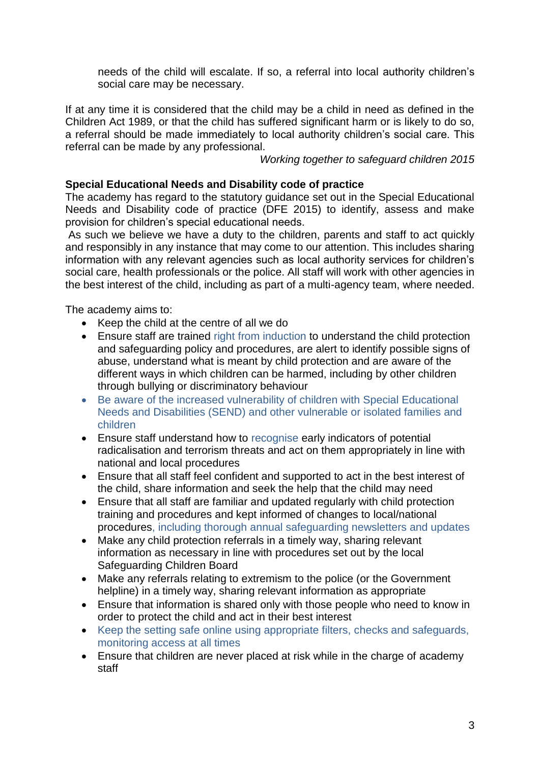needs of the child will escalate. If so, a referral into local authority children's social care may be necessary.

If at any time it is considered that the child may be a child in need as defined in the Children Act 1989, or that the child has suffered significant harm or is likely to do so, a referral should be made immediately to local authority children's social care. This referral can be made by any professional.

*Working together to safeguard children 2015*

**Special Educational Needs and Disability code of practice**

The academy has regard to the statutory guidance set out in the Special Educational Needs and Disability code of practice (DFE 2015) to identify, assess and make provision for children's special educational needs.

As such we believe we have a duty to the children, parents and staff to act quickly and responsibly in any instance that may come to our attention. This includes sharing information with any relevant agencies such as local authority services for children's social care, health professionals or the police. All staff will work with other agencies in the best interest of the child, including as part of a multi-agency team, where needed.

The academy aims to:

- Keep the child at the centre of all we do
- Ensure staff are trained right from induction to understand the child protection and safeguarding policy and procedures, are alert to identify possible signs of abuse, understand what is meant by child protection and are aware of the different ways in which children can be harmed, including by other children through bullying or discriminatory behaviour
- Be aware of the increased vulnerability of children with Special Educational Needs and Disabilities (SEND) and other vulnerable or isolated families and children
- Ensure staff understand how to recognise early indicators of potential radicalisation and terrorism threats and act on them appropriately in line with national and local procedures
- Ensure that all staff feel confident and supported to act in the best interest of the child, share information and seek the help that the child may need
- Ensure that all staff are familiar and updated regularly with child protection training and procedures and kept informed of changes to local/national procedures, including thorough annual safeguarding newsletters and updates
- Make any child protection referrals in a timely way, sharing relevant information as necessary in line with procedures set out by the local Safeguarding Children Board
- Make any referrals relating to extremism to the police (or the Government helpline) in a timely way, sharing relevant information as appropriate
- Ensure that information is shared only with those people who need to know in order to protect the child and act in their best interest
- Keep the setting safe online using appropriate filters, checks and safeguards, monitoring access at all times
- Ensure that children are never placed at risk while in the charge of academy staff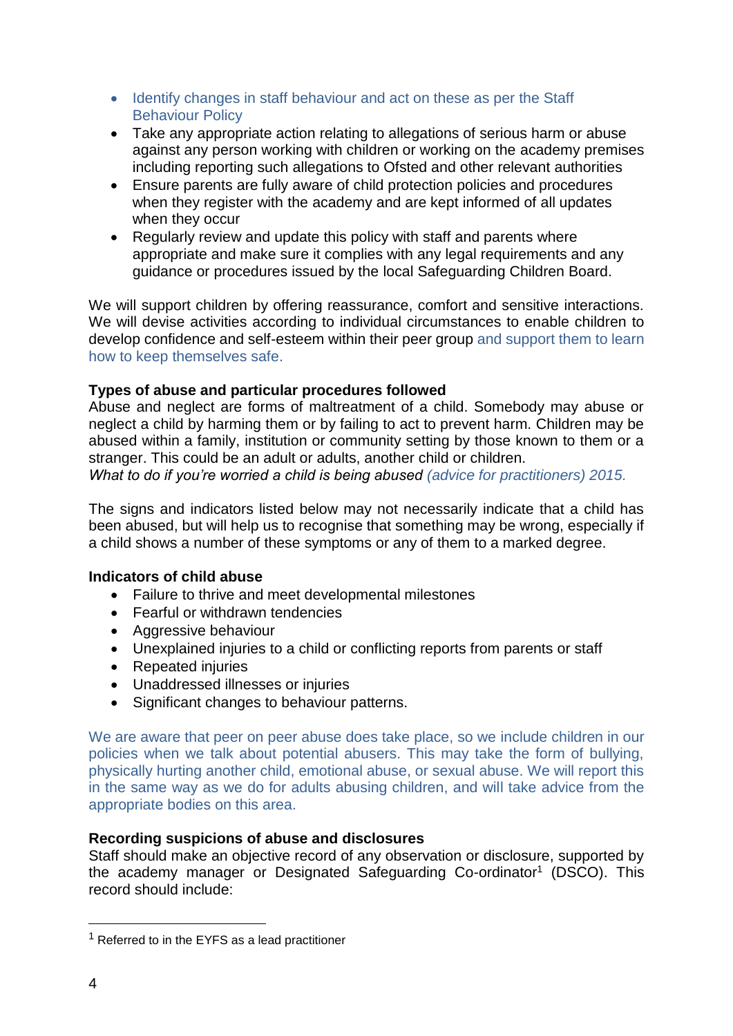- Identify changes in staff behaviour and act on these as per the Staff Behaviour Policy
- Take any appropriate action relating to allegations of serious harm or abuse against any person working with children or working on the academy premises including reporting such allegations to Ofsted and other relevant authorities
- Ensure parents are fully aware of child protection policies and procedures when they register with the academy and are kept informed of all updates when they occur
- Regularly review and update this policy with staff and parents where appropriate and make sure it complies with any legal requirements and any guidance or procedures issued by the local Safeguarding Children Board.

We will support children by offering reassurance, comfort and sensitive interactions. We will devise activities according to individual circumstances to enable children to develop confidence and self-esteem within their peer group and support them to learn how to keep themselves safe.

**Types of abuse and particular procedures followed**

Abuse and neglect are forms of maltreatment of a child. Somebody may abuse or neglect a child by harming them or by failing to act to prevent harm. Children may be abused within a family, institution or community setting by those known to them or a stranger. This could be an adult or adults, another child or children.
*What to do if you're worried a child is being abused (advice for practitioners) 2015.*

The signs and indicators listed below may not necessarily indicate that a child has been abused, but will help us to recognise that something may be wrong, especially if a child shows a number of these symptoms or any of them to a marked degree.

**Indicators of child abuse**

- Failure to thrive and meet developmental milestones
- Fearful or withdrawn tendencies
- Aggressive behaviour
- Unexplained injuries to a child or conflicting reports from parents or staff
- Repeated injuries
- Unaddressed illnesses or injuries
- Significant changes to behaviour patterns.

We are aware that peer on peer abuse does take place, so we include children in our policies when we talk about potential abusers. This may take the form of bullying, physically hurting another child, emotional abuse, or sexual abuse. We will report this in the same way as we do for adults abusing children, and will take advice from the appropriate bodies on this area.

**Recording suspicions of abuse and disclosures**

Staff should make an objective record of any observation or disclosure, supported by the academy manager or Designated Safeguarding Co-ordinator[1] (DSCO). This record should include:

---

[1] Referred to in the EYFS as a lead practitioner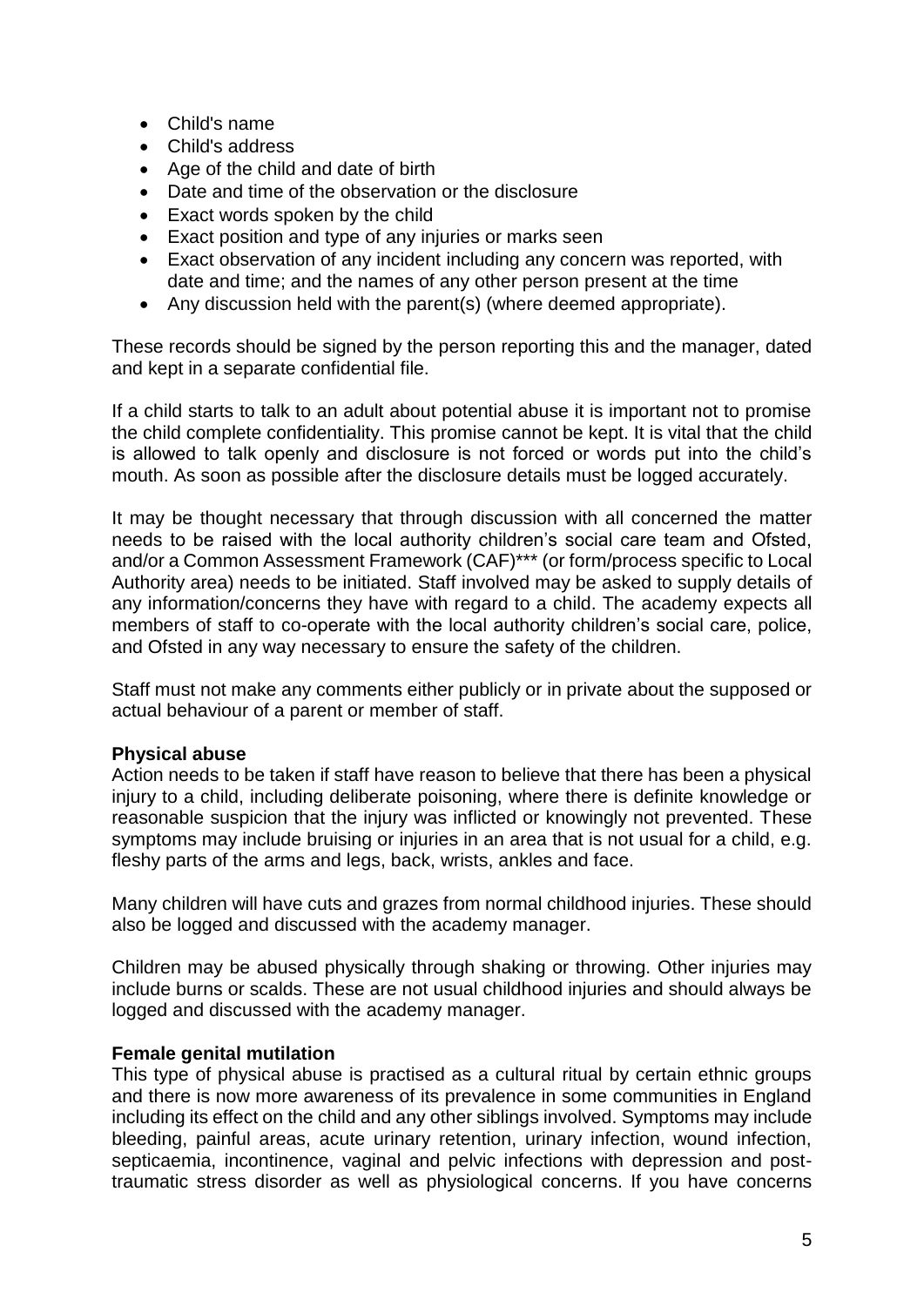- Child's name
- Child's address
- Age of the child and date of birth
- Date and time of the observation or the disclosure
- Exact words spoken by the child
- Exact position and type of any injuries or marks seen
- Exact observation of any incident including any concern was reported, with date and time; and the names of any other person present at the time
- Any discussion held with the parent(s) (where deemed appropriate).

These records should be signed by the person reporting this and the manager, dated and kept in a separate confidential file.

If a child starts to talk to an adult about potential abuse it is important not to promise the child complete confidentiality. This promise cannot be kept. It is vital that the child is allowed to talk openly and disclosure is not forced or words put into the child's mouth. As soon as possible after the disclosure details must be logged accurately.

It may be thought necessary that through discussion with all concerned the matter needs to be raised with the local authority children's social care team and Ofsted, and/or a Common Assessment Framework (CAF)*** (or form/process specific to Local Authority area) needs to be initiated. Staff involved may be asked to supply details of any information/concerns they have with regard to a child. The academy expects all members of staff to co-operate with the local authority children's social care, police, and Ofsted in any way necessary to ensure the safety of the children.

Staff must not make any comments either publicly or in private about the supposed or actual behaviour of a parent or member of staff.

**Physical abuse**
Action needs to be taken if staff have reason to believe that there has been a physical injury to a child, including deliberate poisoning, where there is definite knowledge or reasonable suspicion that the injury was inflicted or knowingly not prevented. These symptoms may include bruising or injuries in an area that is not usual for a child, e.g. fleshy parts of the arms and legs, back, wrists, ankles and face.

Many children will have cuts and grazes from normal childhood injuries. These should also be logged and discussed with the academy manager.

Children may be abused physically through shaking or throwing. Other injuries may include burns or scalds. These are not usual childhood injuries and should always be logged and discussed with the academy manager.

**Female genital mutilation**
This type of physical abuse is practised as a cultural ritual by certain ethnic groups and there is now more awareness of its prevalence in some communities in England including its effect on the child and any other siblings involved. Symptoms may include bleeding, painful areas, acute urinary retention, urinary infection, wound infection, septicaemia, incontinence, vaginal and pelvic infections with depression and post-traumatic stress disorder as well as physiological concerns. If you have concerns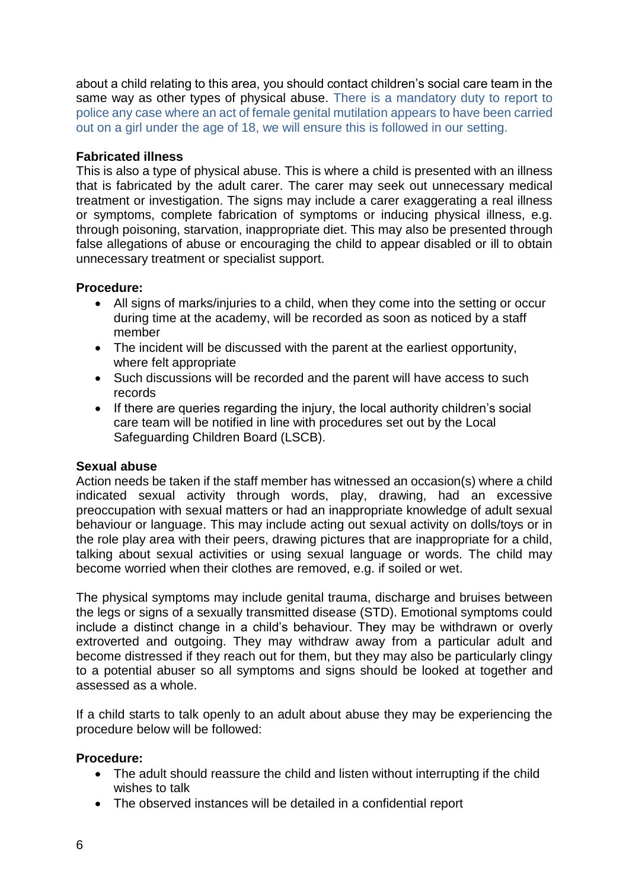about a child relating to this area, you should contact children's social care team in the same way as other types of physical abuse. There is a mandatory duty to report to police any case where an act of female genital mutilation appears to have been carried out on a girl under the age of 18, we will ensure this is followed in our setting.

**Fabricated illness**

This is also a type of physical abuse. This is where a child is presented with an illness that is fabricated by the adult carer. The carer may seek out unnecessary medical treatment or investigation. The signs may include a carer exaggerating a real illness or symptoms, complete fabrication of symptoms or inducing physical illness, e.g. through poisoning, starvation, inappropriate diet. This may also be presented through false allegations of abuse or encouraging the child to appear disabled or ill to obtain unnecessary treatment or specialist support.

**Procedure:**

- All signs of marks/injuries to a child, when they come into the setting or occur during time at the academy, will be recorded as soon as noticed by a staff member
- The incident will be discussed with the parent at the earliest opportunity, where felt appropriate
- Such discussions will be recorded and the parent will have access to such records
- If there are queries regarding the injury, the local authority children's social care team will be notified in line with procedures set out by the Local Safeguarding Children Board (LSCB).

**Sexual abuse**

Action needs be taken if the staff member has witnessed an occasion(s) where a child indicated sexual activity through words, play, drawing, had an excessive preoccupation with sexual matters or had an inappropriate knowledge of adult sexual behaviour or language. This may include acting out sexual activity on dolls/toys or in the role play area with their peers, drawing pictures that are inappropriate for a child, talking about sexual activities or using sexual language or words. The child may become worried when their clothes are removed, e.g. if soiled or wet.

The physical symptoms may include genital trauma, discharge and bruises between the legs or signs of a sexually transmitted disease (STD). Emotional symptoms could include a distinct change in a child's behaviour. They may be withdrawn or overly extroverted and outgoing. They may withdraw away from a particular adult and become distressed if they reach out for them, but they may also be particularly clingy to a potential abuser so all symptoms and signs should be looked at together and assessed as a whole.

If a child starts to talk openly to an adult about abuse they may be experiencing the procedure below will be followed:

**Procedure:**

- The adult should reassure the child and listen without interrupting if the child wishes to talk
- The observed instances will be detailed in a confidential report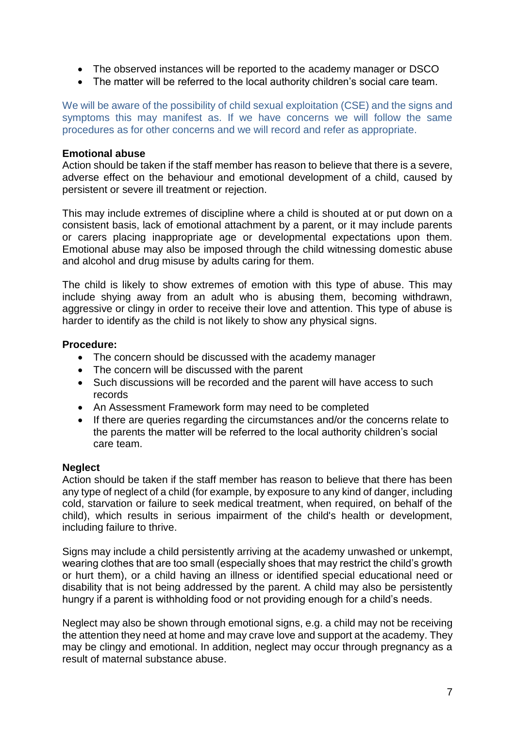- The observed instances will be reported to the academy manager or DSCO
- The matter will be referred to the local authority children's social care team.

We will be aware of the possibility of child sexual exploitation (CSE) and the signs and symptoms this may manifest as. If we have concerns we will follow the same procedures as for other concerns and we will record and refer as appropriate.

**Emotional abuse**
Action should be taken if the staff member has reason to believe that there is a severe, adverse effect on the behaviour and emotional development of a child, caused by persistent or severe ill treatment or rejection.

This may include extremes of discipline where a child is shouted at or put down on a consistent basis, lack of emotional attachment by a parent, or it may include parents or carers placing inappropriate age or developmental expectations upon them. Emotional abuse may also be imposed through the child witnessing domestic abuse and alcohol and drug misuse by adults caring for them.

The child is likely to show extremes of emotion with this type of abuse. This may include shying away from an adult who is abusing them, becoming withdrawn, aggressive or clingy in order to receive their love and attention. This type of abuse is harder to identify as the child is not likely to show any physical signs.

**Procedure:**

- The concern should be discussed with the academy manager
- The concern will be discussed with the parent
- Such discussions will be recorded and the parent will have access to such records
- An Assessment Framework form may need to be completed
- If there are queries regarding the circumstances and/or the concerns relate to the parents the matter will be referred to the local authority children's social care team.

**Neglect**
Action should be taken if the staff member has reason to believe that there has been any type of neglect of a child (for example, by exposure to any kind of danger, including cold, starvation or failure to seek medical treatment, when required, on behalf of the child), which results in serious impairment of the child's health or development, including failure to thrive.

Signs may include a child persistently arriving at the academy unwashed or unkempt, wearing clothes that are too small (especially shoes that may restrict the child's growth or hurt them), or a child having an illness or identified special educational need or disability that is not being addressed by the parent. A child may also be persistently hungry if a parent is withholding food or not providing enough for a child's needs.

Neglect may also be shown through emotional signs, e.g. a child may not be receiving the attention they need at home and may crave love and support at the academy. They may be clingy and emotional. In addition, neglect may occur through pregnancy as a result of maternal substance abuse.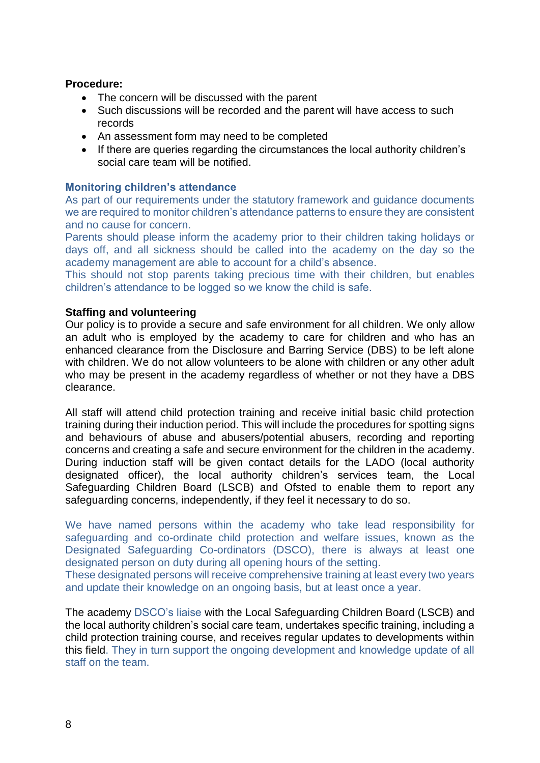**Procedure:**

- The concern will be discussed with the parent
- Such discussions will be recorded and the parent will have access to such records
- An assessment form may need to be completed
- If there are queries regarding the circumstances the local authority children's social care team will be notified.

**Monitoring children's attendance**

As part of our requirements under the statutory framework and guidance documents we are required to monitor children's attendance patterns to ensure they are consistent and no cause for concern.

Parents should please inform the academy prior to their children taking holidays or days off, and all sickness should be called into the academy on the day so the academy management are able to account for a child's absence.

This should not stop parents taking precious time with their children, but enables children's attendance to be logged so we know the child is safe.

**Staffing and volunteering**

Our policy is to provide a secure and safe environment for all children. We only allow an adult who is employed by the academy to care for children and who has an enhanced clearance from the Disclosure and Barring Service (DBS) to be left alone with children. We do not allow volunteers to be alone with children or any other adult who may be present in the academy regardless of whether or not they have a DBS clearance.

All staff will attend child protection training and receive initial basic child protection training during their induction period. This will include the procedures for spotting signs and behaviours of abuse and abusers/potential abusers, recording and reporting concerns and creating a safe and secure environment for the children in the academy. During induction staff will be given contact details for the LADO (local authority designated officer), the local authority children's services team, the Local Safeguarding Children Board (LSCB) and Ofsted to enable them to report any safeguarding concerns, independently, if they feel it necessary to do so.

We have named persons within the academy who take lead responsibility for safeguarding and co-ordinate child protection and welfare issues, known as the Designated Safeguarding Co-ordinators (DSCO), there is always at least one designated person on duty during all opening hours of the setting.

These designated persons will receive comprehensive training at least every two years and update their knowledge on an ongoing basis, but at least once a year.

The academy DSCO's liaise with the Local Safeguarding Children Board (LSCB) and the local authority children's social care team, undertakes specific training, including a child protection training course, and receives regular updates to developments within this field. They in turn support the ongoing development and knowledge update of all staff on the team.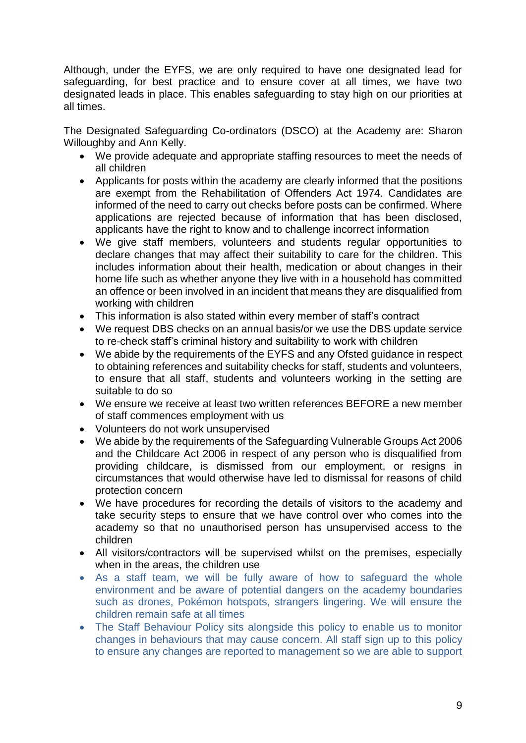Although, under the EYFS, we are only required to have one designated lead for safeguarding, for best practice and to ensure cover at all times, we have two designated leads in place. This enables safeguarding to stay high on our priorities at all times.

The Designated Safeguarding Co-ordinators (DSCO) at the Academy are: Sharon Willoughby and Ann Kelly.

- We provide adequate and appropriate staffing resources to meet the needs of all children
- Applicants for posts within the academy are clearly informed that the positions are exempt from the Rehabilitation of Offenders Act 1974. Candidates are informed of the need to carry out checks before posts can be confirmed. Where applications are rejected because of information that has been disclosed, applicants have the right to know and to challenge incorrect information
- We give staff members, volunteers and students regular opportunities to declare changes that may affect their suitability to care for the children. This includes information about their health, medication or about changes in their home life such as whether anyone they live with in a household has committed an offence or been involved in an incident that means they are disqualified from working with children
- This information is also stated within every member of staff's contract
- We request DBS checks on an annual basis/or we use the DBS update service to re-check staff's criminal history and suitability to work with children
- We abide by the requirements of the EYFS and any Ofsted guidance in respect to obtaining references and suitability checks for staff, students and volunteers, to ensure that all staff, students and volunteers working in the setting are suitable to do so
- We ensure we receive at least two written references BEFORE a new member of staff commences employment with us
- Volunteers do not work unsupervised
- We abide by the requirements of the Safeguarding Vulnerable Groups Act 2006 and the Childcare Act 2006 in respect of any person who is disqualified from providing childcare, is dismissed from our employment, or resigns in circumstances that would otherwise have led to dismissal for reasons of child protection concern
- We have procedures for recording the details of visitors to the academy and take security steps to ensure that we have control over who comes into the academy so that no unauthorised person has unsupervised access to the children
- All visitors/contractors will be supervised whilst on the premises, especially when in the areas, the children use
- As a staff team, we will be fully aware of how to safeguard the whole environment and be aware of potential dangers on the academy boundaries such as drones, Pokémon hotspots, strangers lingering. We will ensure the children remain safe at all times
- The Staff Behaviour Policy sits alongside this policy to enable us to monitor changes in behaviours that may cause concern. All staff sign up to this policy to ensure any changes are reported to management so we are able to support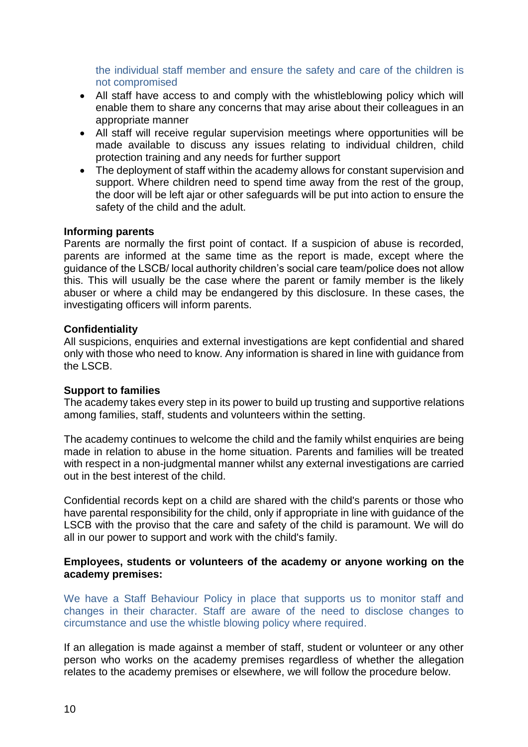the individual staff member and ensure the safety and care of the children is not compromised

- All staff have access to and comply with the whistleblowing policy which will enable them to share any concerns that may arise about their colleagues in an appropriate manner
- All staff will receive regular supervision meetings where opportunities will be made available to discuss any issues relating to individual children, child protection training and any needs for further support
- The deployment of staff within the academy allows for constant supervision and support. Where children need to spend time away from the rest of the group, the door will be left ajar or other safeguards will be put into action to ensure the safety of the child and the adult.

**Informing parents**

Parents are normally the first point of contact. If a suspicion of abuse is recorded, parents are informed at the same time as the report is made, except where the guidance of the LSCB/ local authority children's social care team/police does not allow this. This will usually be the case where the parent or family member is the likely abuser or where a child may be endangered by this disclosure. In these cases, the investigating officers will inform parents.

**Confidentiality**

All suspicions, enquiries and external investigations are kept confidential and shared only with those who need to know. Any information is shared in line with guidance from the LSCB.

**Support to families**

The academy takes every step in its power to build up trusting and supportive relations among families, staff, students and volunteers within the setting.

The academy continues to welcome the child and the family whilst enquiries are being made in relation to abuse in the home situation. Parents and families will be treated with respect in a non-judgmental manner whilst any external investigations are carried out in the best interest of the child.

Confidential records kept on a child are shared with the child's parents or those who have parental responsibility for the child, only if appropriate in line with guidance of the LSCB with the proviso that the care and safety of the child is paramount. We will do all in our power to support and work with the child's family.

**Employees, students or volunteers of the academy or anyone working on the academy premises:**

We have a Staff Behaviour Policy in place that supports us to monitor staff and changes in their character. Staff are aware of the need to disclose changes to circumstance and use the whistle blowing policy where required.

If an allegation is made against a member of staff, student or volunteer or any other person who works on the academy premises regardless of whether the allegation relates to the academy premises or elsewhere, we will follow the procedure below.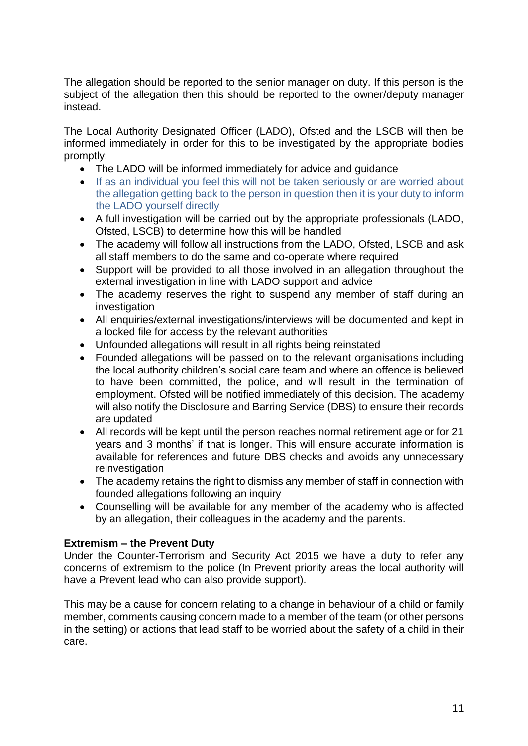The allegation should be reported to the senior manager on duty. If this person is the subject of the allegation then this should be reported to the owner/deputy manager instead.

The Local Authority Designated Officer (LADO), Ofsted and the LSCB will then be informed immediately in order for this to be investigated by the appropriate bodies promptly:

- The LADO will be informed immediately for advice and guidance
- If as an individual you feel this will not be taken seriously or are worried about the allegation getting back to the person in question then it is your duty to inform the LADO yourself directly
- A full investigation will be carried out by the appropriate professionals (LADO, Ofsted, LSCB) to determine how this will be handled
- The academy will follow all instructions from the LADO, Ofsted, LSCB and ask all staff members to do the same and co-operate where required
- Support will be provided to all those involved in an allegation throughout the external investigation in line with LADO support and advice
- The academy reserves the right to suspend any member of staff during an investigation
- All enquiries/external investigations/interviews will be documented and kept in a locked file for access by the relevant authorities
- Unfounded allegations will result in all rights being reinstated
- Founded allegations will be passed on to the relevant organisations including the local authority children's social care team and where an offence is believed to have been committed, the police, and will result in the termination of employment. Ofsted will be notified immediately of this decision. The academy will also notify the Disclosure and Barring Service (DBS) to ensure their records are updated
- All records will be kept until the person reaches normal retirement age or for 21 years and 3 months' if that is longer. This will ensure accurate information is available for references and future DBS checks and avoids any unnecessary reinvestigation
- The academy retains the right to dismiss any member of staff in connection with founded allegations following an inquiry
- Counselling will be available for any member of the academy who is affected by an allegation, their colleagues in the academy and the parents.

**Extremism – the Prevent Duty**

Under the Counter-Terrorism and Security Act 2015 we have a duty to refer any concerns of extremism to the police (In Prevent priority areas the local authority will have a Prevent lead who can also provide support).

This may be a cause for concern relating to a change in behaviour of a child or family member, comments causing concern made to a member of the team (or other persons in the setting) or actions that lead staff to be worried about the safety of a child in their care.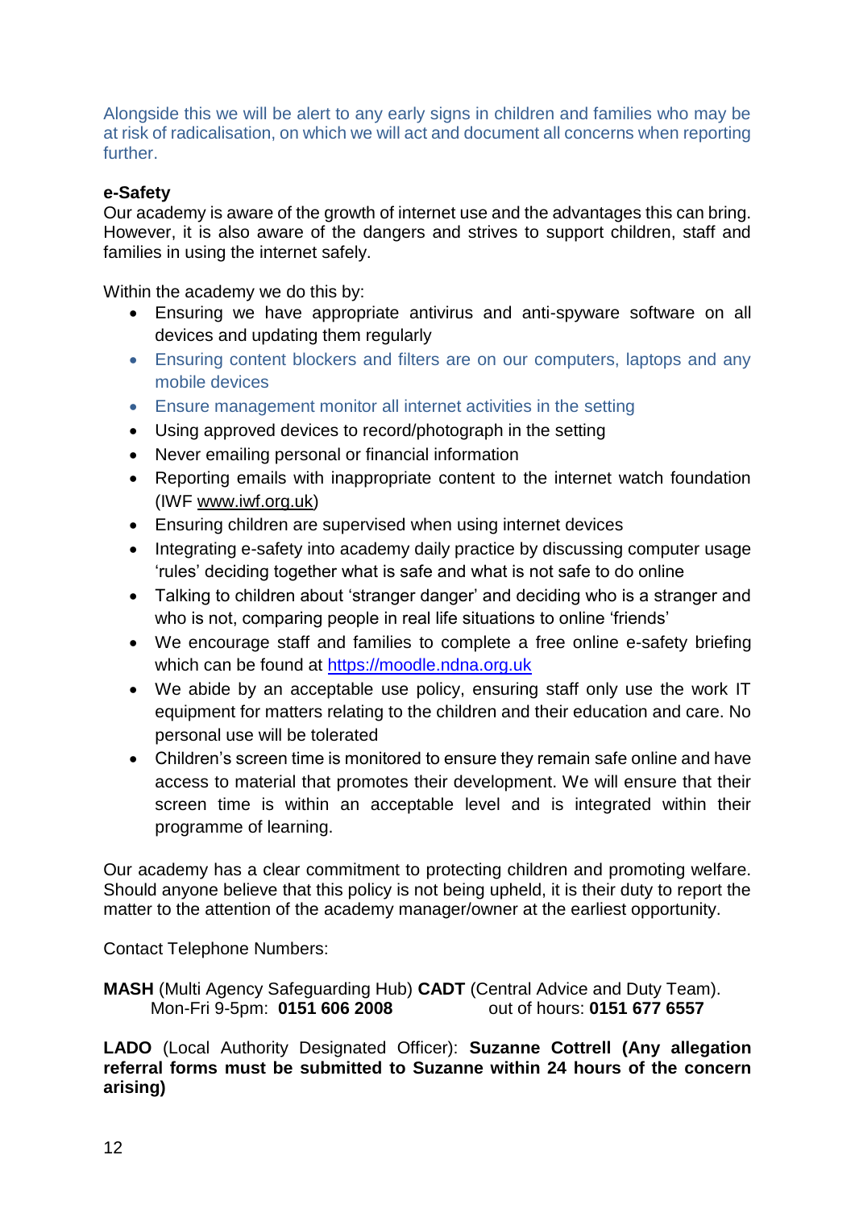Alongside this we will be alert to any early signs in children and families who may be at risk of radicalisation, on which we will act and document all concerns when reporting further.

**e-Safety**

Our academy is aware of the growth of internet use and the advantages this can bring. However, it is also aware of the dangers and strives to support children, staff and families in using the internet safely.

Within the academy we do this by:

- Ensuring we have appropriate antivirus and anti-spyware software on all devices and updating them regularly
- Ensuring content blockers and filters are on our computers, laptops and any mobile devices
- Ensure management monitor all internet activities in the setting
- Using approved devices to record/photograph in the setting
- Never emailing personal or financial information
- Reporting emails with inappropriate content to the internet watch foundation (IWF www.iwf.org.uk)
- Ensuring children are supervised when using internet devices
- Integrating e-safety into academy daily practice by discussing computer usage 'rules' deciding together what is safe and what is not safe to do online
- Talking to children about 'stranger danger' and deciding who is a stranger and who is not, comparing people in real life situations to online 'friends'
- We encourage staff and families to complete a free online e-safety briefing which can be found at https://moodle.ndna.org.uk
- We abide by an acceptable use policy, ensuring staff only use the work IT equipment for matters relating to the children and their education and care. No personal use will be tolerated
- Children's screen time is monitored to ensure they remain safe online and have access to material that promotes their development. We will ensure that their screen time is within an acceptable level and is integrated within their programme of learning.

Our academy has a clear commitment to protecting children and promoting welfare. Should anyone believe that this policy is not being upheld, it is their duty to report the matter to the attention of the academy manager/owner at the earliest opportunity.

Contact Telephone Numbers:

**MASH** (Multi Agency Safeguarding Hub) **CADT** (Central Advice and Duty Team).
Mon-Fri 9-5pm: **0151 606 2008** out of hours: **0151 677 6557**

**LADO** (Local Authority Designated Officer): **Suzanne Cottrell (Any allegation referral forms must be submitted to Suzanne within 24 hours of the concern arising)**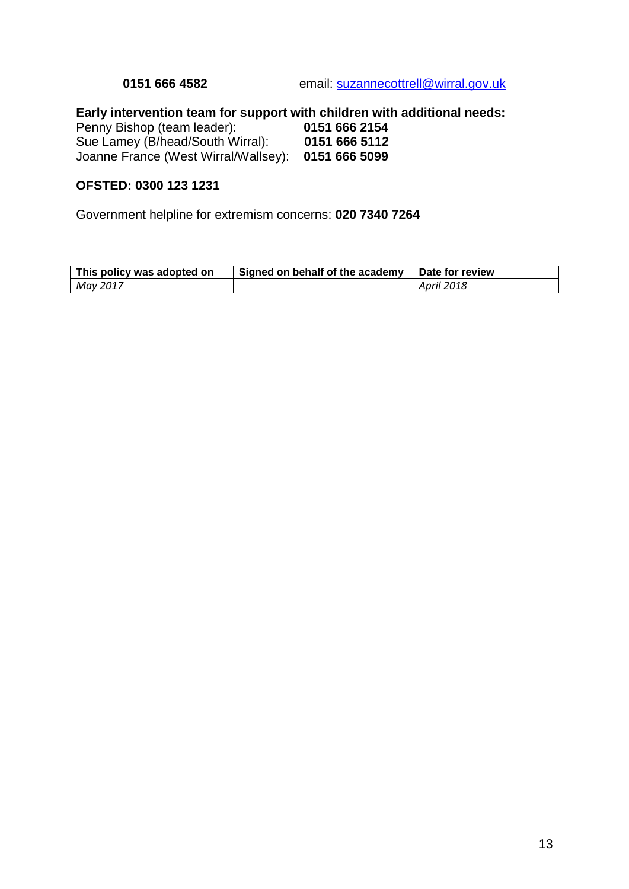**0151 666 4582** email: suzannecottrell@wirral.gov.uk

**Early intervention team for support with children with additional needs:**

Penny Bishop (team leader): **0151 666 2154**
Sue Lamey (B/head/South Wirral): **0151 666 5112**
Joanne France (West Wirral/Wallsey): **0151 666 5099**

**OFSTED: 0300 123 1231**

Government helpline for extremism concerns: **020 7340 7264**

| This policy was adopted on | Signed on behalf of the academy | Date for review |
|---|---|---|
| *May 2017* | | *April 2018* |